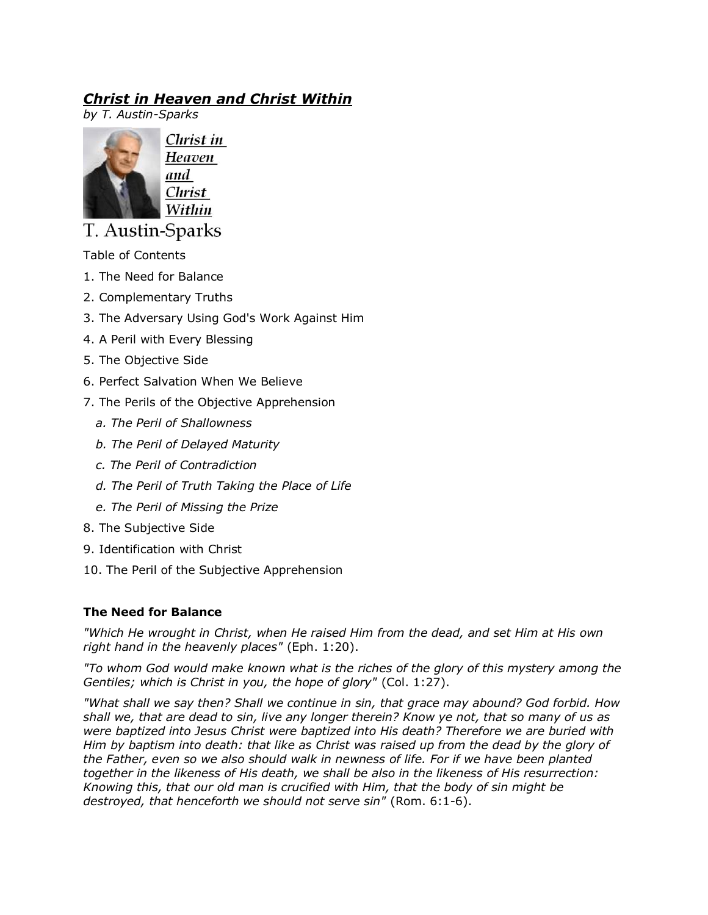## ***Christ in Heaven and Christ Within***

*by T. Austin-Sparks*

Christ in Heaven and Christ Within

T. Austin-Sparks

Table of Contents

1. The Need for Balance
2. Complementary Truths
3. The Adversary Using God's Work Against Him
4. A Peril with Every Blessing
5. The Objective Side
6. Perfect Salvation When We Believe
7. The Perils of the Objective Apprehension
   - *a. The Peril of Shallowness*
   - *b. The Peril of Delayed Maturity*
   - *c. The Peril of Contradiction*
   - *d. The Peril of Truth Taking the Place of Life*
   - *e. The Peril of Missing the Prize*
8. The Subjective Side
9. Identification with Christ
10. The Peril of the Subjective Apprehension

### **The Need for Balance**

*"Which He wrought in Christ, when He raised Him from the dead, and set Him at His own right hand in the heavenly places"* (Eph. 1:20).

*"To whom God would make known what is the riches of the glory of this mystery among the Gentiles; which is Christ in you, the hope of glory"* (Col. 1:27).

*"What shall we say then? Shall we continue in sin, that grace may abound? God forbid. How shall we, that are dead to sin, live any longer therein? Know ye not, that so many of us as were baptized into Jesus Christ were baptized into His death? Therefore we are buried with Him by baptism into death: that like as Christ was raised up from the dead by the glory of the Father, even so we also should walk in newness of life. For if we have been planted together in the likeness of His death, we shall be also in the likeness of His resurrection: Knowing this, that our old man is crucified with Him, that the body of sin might be destroyed, that henceforth we should not serve sin"* (Rom. 6:1-6).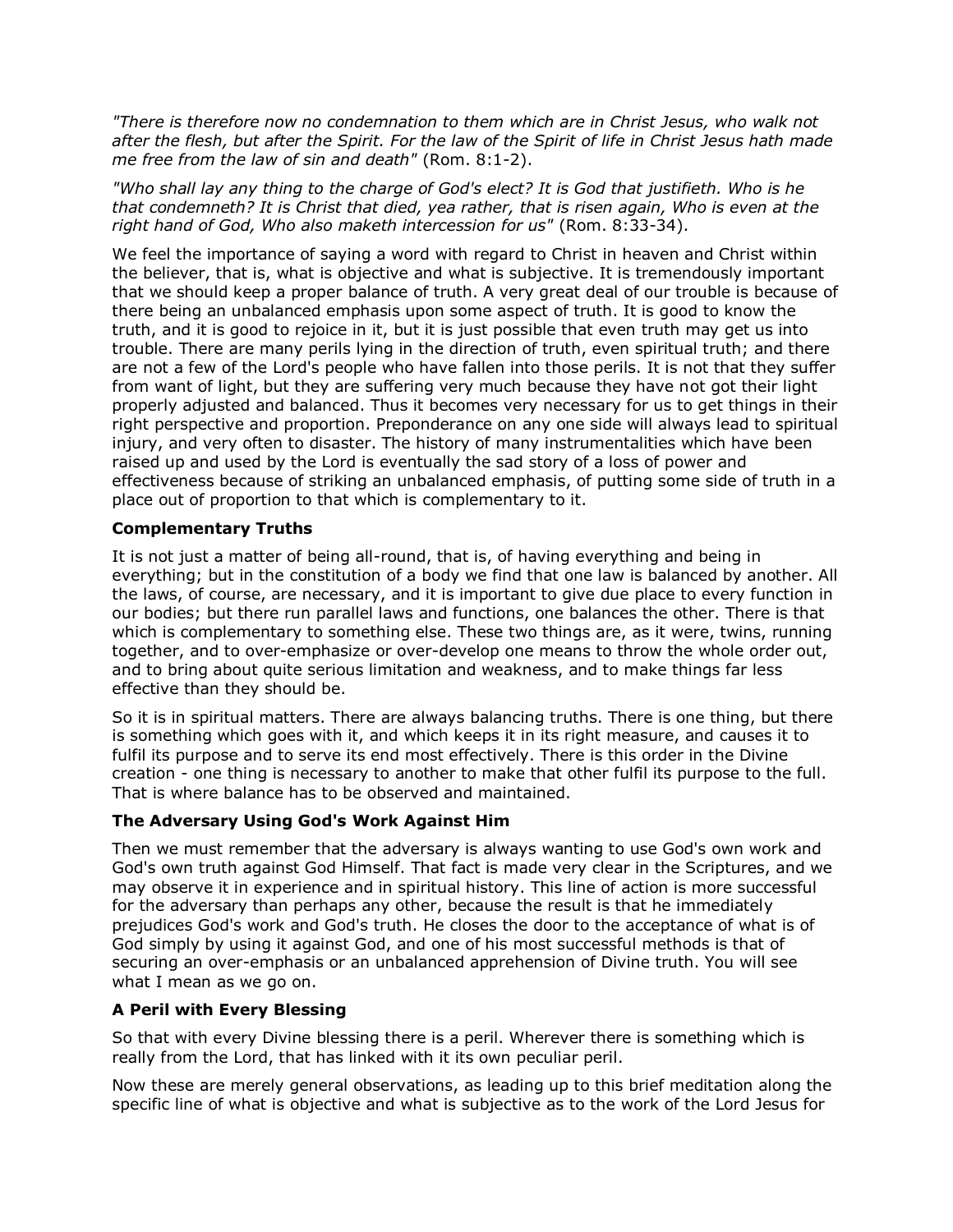*"There is therefore now no condemnation to them which are in Christ Jesus, who walk not after the flesh, but after the Spirit. For the law of the Spirit of life in Christ Jesus hath made me free from the law of sin and death"* (Rom. 8:1-2).

*"Who shall lay any thing to the charge of God's elect? It is God that justifieth. Who is he that condemneth? It is Christ that died, yea rather, that is risen again, Who is even at the right hand of God, Who also maketh intercession for us"* (Rom. 8:33-34).

We feel the importance of saying a word with regard to Christ in heaven and Christ within the believer, that is, what is objective and what is subjective. It is tremendously important that we should keep a proper balance of truth. A very great deal of our trouble is because of there being an unbalanced emphasis upon some aspect of truth. It is good to know the truth, and it is good to rejoice in it, but it is just possible that even truth may get us into trouble. There are many perils lying in the direction of truth, even spiritual truth; and there are not a few of the Lord's people who have fallen into those perils. It is not that they suffer from want of light, but they are suffering very much because they have not got their light properly adjusted and balanced. Thus it becomes very necessary for us to get things in their right perspective and proportion. Preponderance on any one side will always lead to spiritual injury, and very often to disaster. The history of many instrumentalities which have been raised up and used by the Lord is eventually the sad story of a loss of power and effectiveness because of striking an unbalanced emphasis, of putting some side of truth in a place out of proportion to that which is complementary to it.

### Complementary Truths

It is not just a matter of being all-round, that is, of having everything and being in everything; but in the constitution of a body we find that one law is balanced by another. All the laws, of course, are necessary, and it is important to give due place to every function in our bodies; but there run parallel laws and functions, one balances the other. There is that which is complementary to something else. These two things are, as it were, twins, running together, and to over-emphasize or over-develop one means to throw the whole order out, and to bring about quite serious limitation and weakness, and to make things far less effective than they should be.

So it is in spiritual matters. There are always balancing truths. There is one thing, but there is something which goes with it, and which keeps it in its right measure, and causes it to fulfil its purpose and to serve its end most effectively. There is this order in the Divine creation - one thing is necessary to another to make that other fulfil its purpose to the full. That is where balance has to be observed and maintained.

### The Adversary Using God's Work Against Him

Then we must remember that the adversary is always wanting to use God's own work and God's own truth against God Himself. That fact is made very clear in the Scriptures, and we may observe it in experience and in spiritual history. This line of action is more successful for the adversary than perhaps any other, because the result is that he immediately prejudices God's work and God's truth. He closes the door to the acceptance of what is of God simply by using it against God, and one of his most successful methods is that of securing an over-emphasis or an unbalanced apprehension of Divine truth. You will see what I mean as we go on.

### A Peril with Every Blessing

So that with every Divine blessing there is a peril. Wherever there is something which is really from the Lord, that has linked with it its own peculiar peril.

Now these are merely general observations, as leading up to this brief meditation along the specific line of what is objective and what is subjective as to the work of the Lord Jesus for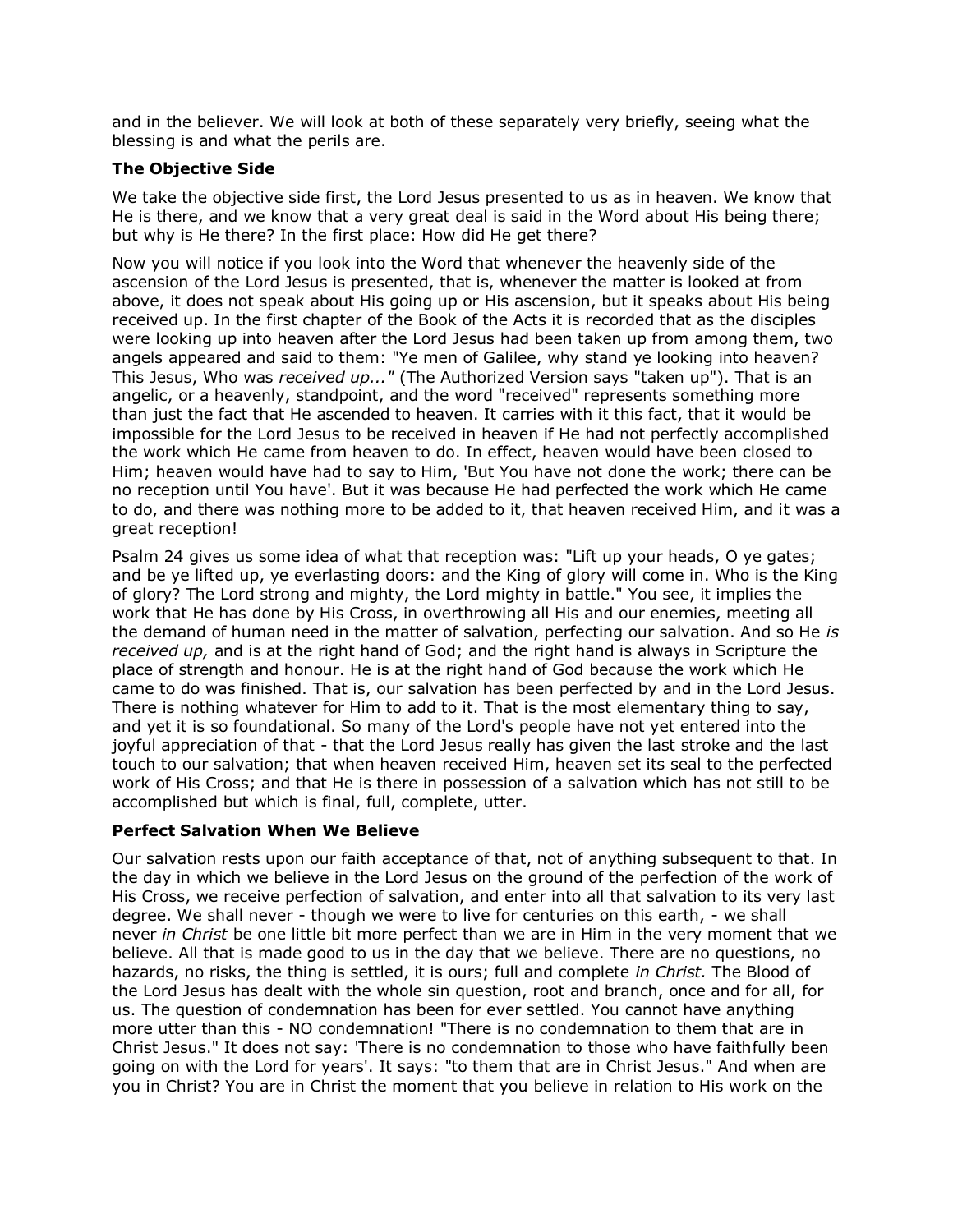and in the believer. We will look at both of these separately very briefly, seeing what the blessing is and what the perils are.

### The Objective Side

We take the objective side first, the Lord Jesus presented to us as in heaven. We know that He is there, and we know that a very great deal is said in the Word about His being there; but why is He there? In the first place: How did He get there?

Now you will notice if you look into the Word that whenever the heavenly side of the ascension of the Lord Jesus is presented, that is, whenever the matter is looked at from above, it does not speak about His going up or His ascension, but it speaks about His being received up. In the first chapter of the Book of the Acts it is recorded that as the disciples were looking up into heaven after the Lord Jesus had been taken up from among them, two angels appeared and said to them: "Ye men of Galilee, why stand ye looking into heaven? This Jesus, Who was *received up...*" (The Authorized Version says "taken up"). That is an angelic, or a heavenly, standpoint, and the word "received" represents something more than just the fact that He ascended to heaven. It carries with it this fact, that it would be impossible for the Lord Jesus to be received in heaven if He had not perfectly accomplished the work which He came from heaven to do. In effect, heaven would have been closed to Him; heaven would have had to say to Him, 'But You have not done the work; there can be no reception until You have'. But it was because He had perfected the work which He came to do, and there was nothing more to be added to it, that heaven received Him, and it was a great reception!

Psalm 24 gives us some idea of what that reception was: "Lift up your heads, O ye gates; and be ye lifted up, ye everlasting doors: and the King of glory will come in. Who is the King of glory? The Lord strong and mighty, the Lord mighty in battle." You see, it implies the work that He has done by His Cross, in overthrowing all His and our enemies, meeting all the demand of human need in the matter of salvation, perfecting our salvation. And so He *is received up,* and is at the right hand of God; and the right hand is always in Scripture the place of strength and honour. He is at the right hand of God because the work which He came to do was finished. That is, our salvation has been perfected by and in the Lord Jesus. There is nothing whatever for Him to add to it. That is the most elementary thing to say, and yet it is so foundational. So many of the Lord's people have not yet entered into the joyful appreciation of that - that the Lord Jesus really has given the last stroke and the last touch to our salvation; that when heaven received Him, heaven set its seal to the perfected work of His Cross; and that He is there in possession of a salvation which has not still to be accomplished but which is final, full, complete, utter.

### Perfect Salvation When We Believe

Our salvation rests upon our faith acceptance of that, not of anything subsequent to that. In the day in which we believe in the Lord Jesus on the ground of the perfection of the work of His Cross, we receive perfection of salvation, and enter into all that salvation to its very last degree. We shall never - though we were to live for centuries on this earth, - we shall never *in Christ* be one little bit more perfect than we are in Him in the very moment that we believe. All that is made good to us in the day that we believe. There are no questions, no hazards, no risks, the thing is settled, it is ours; full and complete *in Christ.* The Blood of the Lord Jesus has dealt with the whole sin question, root and branch, once and for all, for us. The question of condemnation has been for ever settled. You cannot have anything more utter than this - NO condemnation! "There is no condemnation to them that are in Christ Jesus." It does not say: 'There is no condemnation to those who have faithfully been going on with the Lord for years'. It says: "to them that are in Christ Jesus." And when are you in Christ? You are in Christ the moment that you believe in relation to His work on the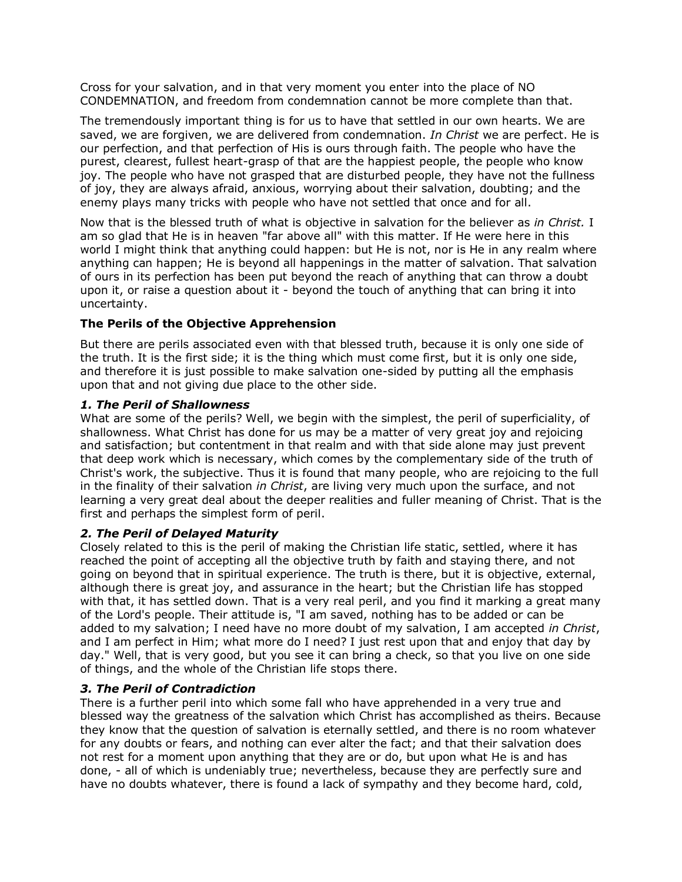Cross for your salvation, and in that very moment you enter into the place of NO CONDEMNATION, and freedom from condemnation cannot be more complete than that.

The tremendously important thing is for us to have that settled in our own hearts. We are saved, we are forgiven, we are delivered from condemnation. *In Christ* we are perfect. He is our perfection, and that perfection of His is ours through faith. The people who have the purest, clearest, fullest heart-grasp of that are the happiest people, the people who know joy. The people who have not grasped that are disturbed people, they have not the fullness of joy, they are always afraid, anxious, worrying about their salvation, doubting; and the enemy plays many tricks with people who have not settled that once and for all.

Now that is the blessed truth of what is objective in salvation for the believer as *in Christ.* I am so glad that He is in heaven "far above all" with this matter. If He were here in this world I might think that anything could happen: but He is not, nor is He in any realm where anything can happen; He is beyond all happenings in the matter of salvation. That salvation of ours in its perfection has been put beyond the reach of anything that can throw a doubt upon it, or raise a question about it - beyond the touch of anything that can bring it into uncertainty.

### The Perils of the Objective Apprehension

But there are perils associated even with that blessed truth, because it is only one side of the truth. It is the first side; it is the thing which must come first, but it is only one side, and therefore it is just possible to make salvation one-sided by putting all the emphasis upon that and not giving due place to the other side.

#### *1. The Peril of Shallowness*

What are some of the perils? Well, we begin with the simplest, the peril of superficiality, of shallowness. What Christ has done for us may be a matter of very great joy and rejoicing and satisfaction; but contentment in that realm and with that side alone may just prevent that deep work which is necessary, which comes by the complementary side of the truth of Christ's work, the subjective. Thus it is found that many people, who are rejoicing to the full in the finality of their salvation *in Christ*, are living very much upon the surface, and not learning a very great deal about the deeper realities and fuller meaning of Christ. That is the first and perhaps the simplest form of peril.

#### *2. The Peril of Delayed Maturity*

Closely related to this is the peril of making the Christian life static, settled, where it has reached the point of accepting all the objective truth by faith and staying there, and not going on beyond that in spiritual experience. The truth is there, but it is objective, external, although there is great joy, and assurance in the heart; but the Christian life has stopped with that, it has settled down. That is a very real peril, and you find it marking a great many of the Lord's people. Their attitude is, "I am saved, nothing has to be added or can be added to my salvation; I need have no more doubt of my salvation, I am accepted *in Christ*, and I am perfect in Him; what more do I need? I just rest upon that and enjoy that day by day." Well, that is very good, but you see it can bring a check, so that you live on one side of things, and the whole of the Christian life stops there.

#### *3. The Peril of Contradiction*

There is a further peril into which some fall who have apprehended in a very true and blessed way the greatness of the salvation which Christ has accomplished as theirs. Because they know that the question of salvation is eternally settled, and there is no room whatever for any doubts or fears, and nothing can ever alter the fact; and that their salvation does not rest for a moment upon anything that they are or do, but upon what He is and has done, - all of which is undeniably true; nevertheless, because they are perfectly sure and have no doubts whatever, there is found a lack of sympathy and they become hard, cold,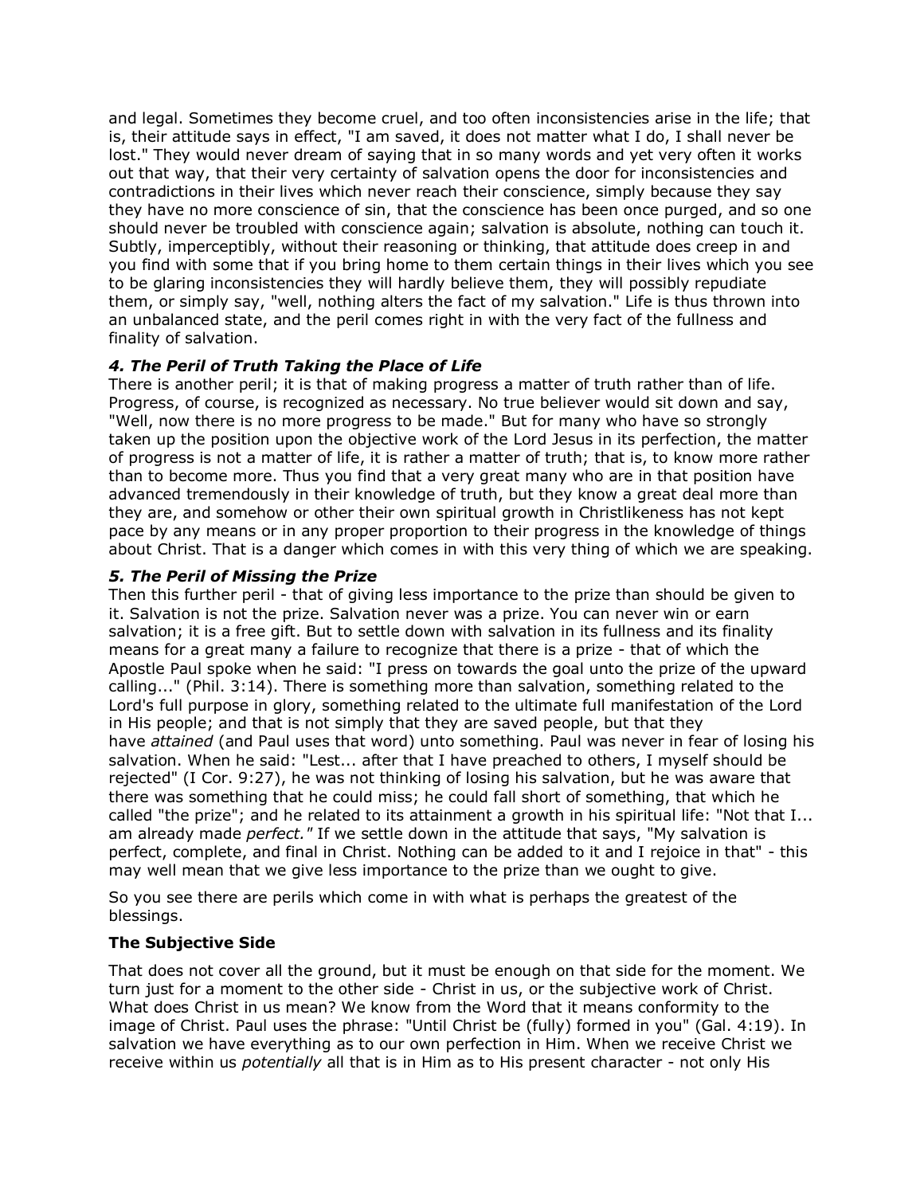and legal. Sometimes they become cruel, and too often inconsistencies arise in the life; that is, their attitude says in effect, "I am saved, it does not matter what I do, I shall never be lost." They would never dream of saying that in so many words and yet very often it works out that way, that their very certainty of salvation opens the door for inconsistencies and contradictions in their lives which never reach their conscience, simply because they say they have no more conscience of sin, that the conscience has been once purged, and so one should never be troubled with conscience again; salvation is absolute, nothing can touch it. Subtly, imperceptibly, without their reasoning or thinking, that attitude does creep in and you find with some that if you bring home to them certain things in their lives which you see to be glaring inconsistencies they will hardly believe them, they will possibly repudiate them, or simply say, "well, nothing alters the fact of my salvation." Life is thus thrown into an unbalanced state, and the peril comes right in with the very fact of the fullness and finality of salvation.

#### *4. The Peril of Truth Taking the Place of Life*

There is another peril; it is that of making progress a matter of truth rather than of life. Progress, of course, is recognized as necessary. No true believer would sit down and say, "Well, now there is no more progress to be made." But for many who have so strongly taken up the position upon the objective work of the Lord Jesus in its perfection, the matter of progress is not a matter of life, it is rather a matter of truth; that is, to know more rather than to become more. Thus you find that a very great many who are in that position have advanced tremendously in their knowledge of truth, but they know a great deal more than they are, and somehow or other their own spiritual growth in Christlikeness has not kept pace by any means or in any proper proportion to their progress in the knowledge of things about Christ. That is a danger which comes in with this very thing of which we are speaking.

#### *5. The Peril of Missing the Prize*

Then this further peril - that of giving less importance to the prize than should be given to it. Salvation is not the prize. Salvation never was a prize. You can never win or earn salvation; it is a free gift. But to settle down with salvation in its fullness and its finality means for a great many a failure to recognize that there is a prize - that of which the Apostle Paul spoke when he said: "I press on towards the goal unto the prize of the upward calling..." (Phil. 3:14). There is something more than salvation, something related to the Lord's full purpose in glory, something related to the ultimate full manifestation of the Lord in His people; and that is not simply that they are saved people, but that they have *attained* (and Paul uses that word) unto something. Paul was never in fear of losing his salvation. When he said: "Lest... after that I have preached to others, I myself should be rejected" (I Cor. 9:27), he was not thinking of losing his salvation, but he was aware that there was something that he could miss; he could fall short of something, that which he called "the prize"; and he related to its attainment a growth in his spiritual life: "Not that I... am already made *perfect."* If we settle down in the attitude that says, "My salvation is perfect, complete, and final in Christ. Nothing can be added to it and I rejoice in that" - this may well mean that we give less importance to the prize than we ought to give.

So you see there are perils which come in with what is perhaps the greatest of the blessings.

### **The Subjective Side**

That does not cover all the ground, but it must be enough on that side for the moment. We turn just for a moment to the other side - Christ in us, or the subjective work of Christ. What does Christ in us mean? We know from the Word that it means conformity to the image of Christ. Paul uses the phrase: "Until Christ be (fully) formed in you" (Gal. 4:19). In salvation we have everything as to our own perfection in Him. When we receive Christ we receive within us *potentially* all that is in Him as to His present character - not only His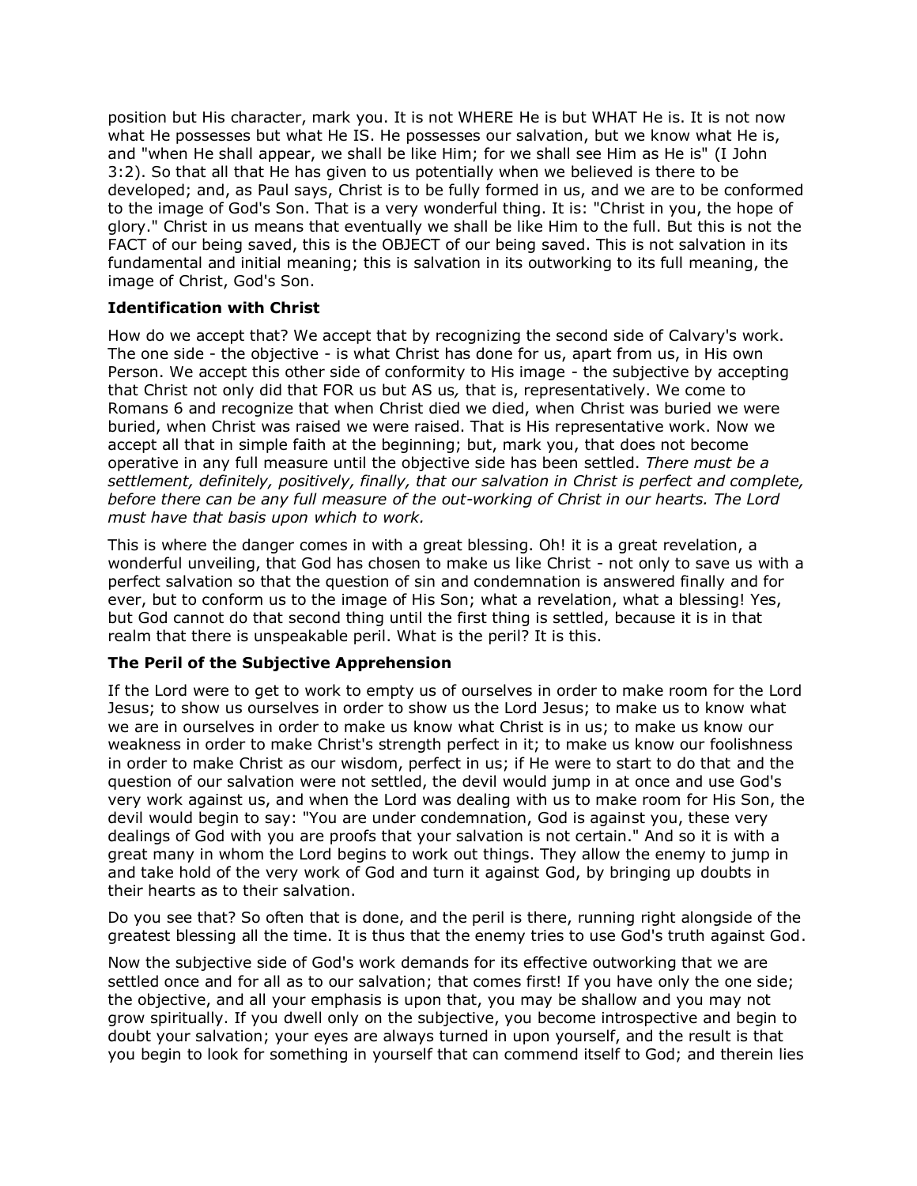position but His character, mark you. It is not WHERE He is but WHAT He is. It is not now what He possesses but what He IS. He possesses our salvation, but we know what He is, and "when He shall appear, we shall be like Him; for we shall see Him as He is" (I John 3:2). So that all that He has given to us potentially when we believed is there to be developed; and, as Paul says, Christ is to be fully formed in us, and we are to be conformed to the image of God's Son. That is a very wonderful thing. It is: "Christ in you, the hope of glory." Christ in us means that eventually we shall be like Him to the full. But this is not the FACT of our being saved, this is the OBJECT of our being saved. This is not salvation in its fundamental and initial meaning; this is salvation in its outworking to its full meaning, the image of Christ, God's Son.

### Identification with Christ

How do we accept that? We accept that by recognizing the second side of Calvary's work. The one side - the objective - is what Christ has done for us, apart from us, in His own Person. We accept this other side of conformity to His image - the subjective by accepting that Christ not only did that FOR us but AS us*,* that is, representatively. We come to Romans 6 and recognize that when Christ died we died, when Christ was buried we were buried, when Christ was raised we were raised. That is His representative work. Now we accept all that in simple faith at the beginning; but, mark you, that does not become operative in any full measure until the objective side has been settled. *There must be a settlement, definitely, positively, finally, that our salvation in Christ is perfect and complete, before there can be any full measure of the out-working of Christ in our hearts. The Lord must have that basis upon which to work.*

This is where the danger comes in with a great blessing. Oh! it is a great revelation, a wonderful unveiling, that God has chosen to make us like Christ - not only to save us with a perfect salvation so that the question of sin and condemnation is answered finally and for ever, but to conform us to the image of His Son; what a revelation, what a blessing! Yes, but God cannot do that second thing until the first thing is settled, because it is in that realm that there is unspeakable peril. What is the peril? It is this.

### The Peril of the Subjective Apprehension

If the Lord were to get to work to empty us of ourselves in order to make room for the Lord Jesus; to show us ourselves in order to show us the Lord Jesus; to make us to know what we are in ourselves in order to make us know what Christ is in us; to make us know our weakness in order to make Christ's strength perfect in it; to make us know our foolishness in order to make Christ as our wisdom, perfect in us; if He were to start to do that and the question of our salvation were not settled, the devil would jump in at once and use God's very work against us, and when the Lord was dealing with us to make room for His Son, the devil would begin to say: "You are under condemnation, God is against you, these very dealings of God with you are proofs that your salvation is not certain." And so it is with a great many in whom the Lord begins to work out things. They allow the enemy to jump in and take hold of the very work of God and turn it against God, by bringing up doubts in their hearts as to their salvation.

Do you see that? So often that is done, and the peril is there, running right alongside of the greatest blessing all the time. It is thus that the enemy tries to use God's truth against God.

Now the subjective side of God's work demands for its effective outworking that we are settled once and for all as to our salvation; that comes first! If you have only the one side; the objective, and all your emphasis is upon that, you may be shallow and you may not grow spiritually. If you dwell only on the subjective, you become introspective and begin to doubt your salvation; your eyes are always turned in upon yourself, and the result is that you begin to look for something in yourself that can commend itself to God; and therein lies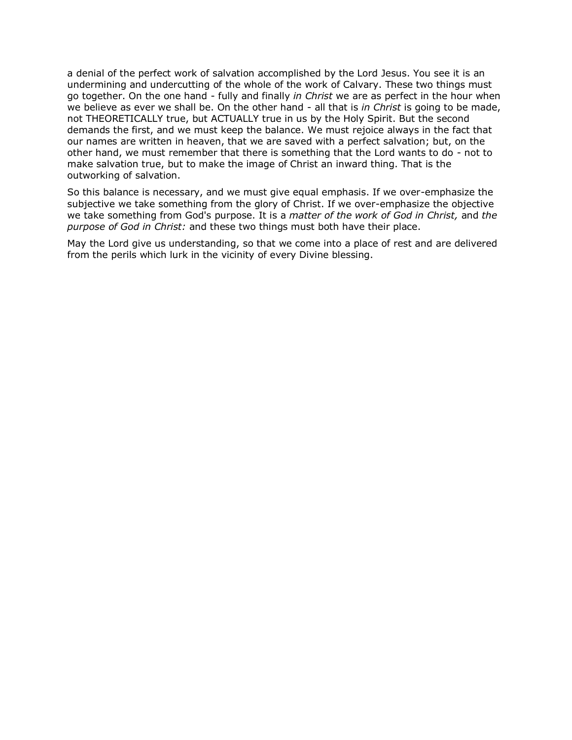a denial of the perfect work of salvation accomplished by the Lord Jesus. You see it is an undermining and undercutting of the whole of the work of Calvary. These two things must go together. On the one hand - fully and finally *in Christ* we are as perfect in the hour when we believe as ever we shall be. On the other hand - all that is *in Christ* is going to be made, not THEORETICALLY true, but ACTUALLY true in us by the Holy Spirit. But the second demands the first, and we must keep the balance. We must rejoice always in the fact that our names are written in heaven, that we are saved with a perfect salvation; but, on the other hand, we must remember that there is something that the Lord wants to do - not to make salvation true, but to make the image of Christ an inward thing. That is the outworking of salvation.

So this balance is necessary, and we must give equal emphasis. If we over-emphasize the subjective we take something from the glory of Christ. If we over-emphasize the objective we take something from God's purpose. It is a *matter of the work of God in Christ,* and *the purpose of God in Christ:* and these two things must both have their place.

May the Lord give us understanding, so that we come into a place of rest and are delivered from the perils which lurk in the vicinity of every Divine blessing.